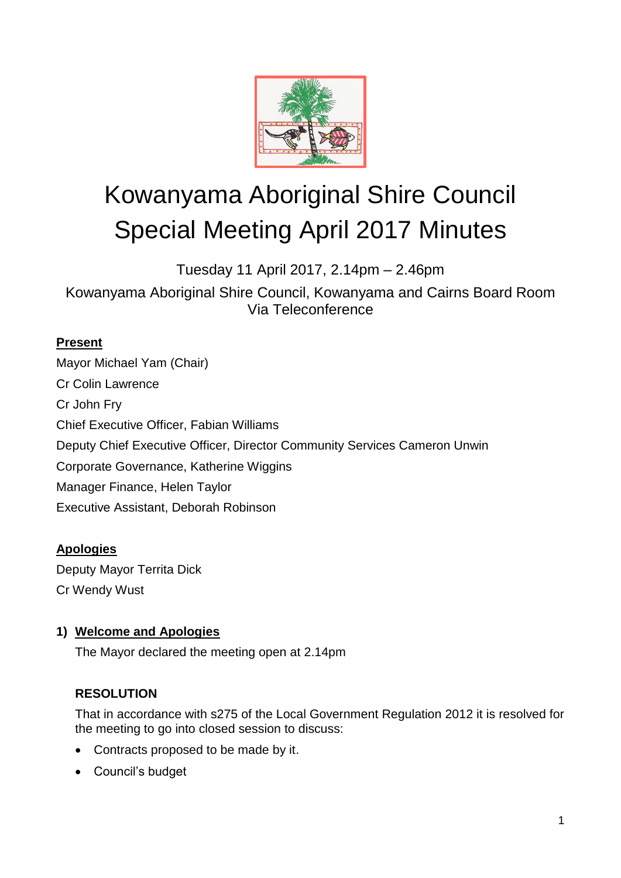# Kowanyama Aboriginal Shire Council Special Meeting April 2017 Minutes

Tuesday 11 April 2017, 2.14pm – 2.46pm

Kowanyama Aboriginal Shire Council, Kowanyama and Cairns Board Room Via Teleconference

**Present**

Mayor Michael Yam (Chair)

Cr Colin Lawrence

Cr John Fry

Chief Executive Officer, Fabian Williams

Deputy Chief Executive Officer, Director Community Services Cameron Unwin

Corporate Governance, Katherine Wiggins

Manager Finance, Helen Taylor

Executive Assistant, Deborah Robinson

**Apologies**

Deputy Mayor Territa Dick

Cr Wendy Wust

**1) Welcome and Apologies**

The Mayor declared the meeting open at 2.14pm

**RESOLUTION**

That in accordance with s275 of the Local Government Regulation 2012 it is resolved for the meeting to go into closed session to discuss:

- Contracts proposed to be made by it.
- Council's budget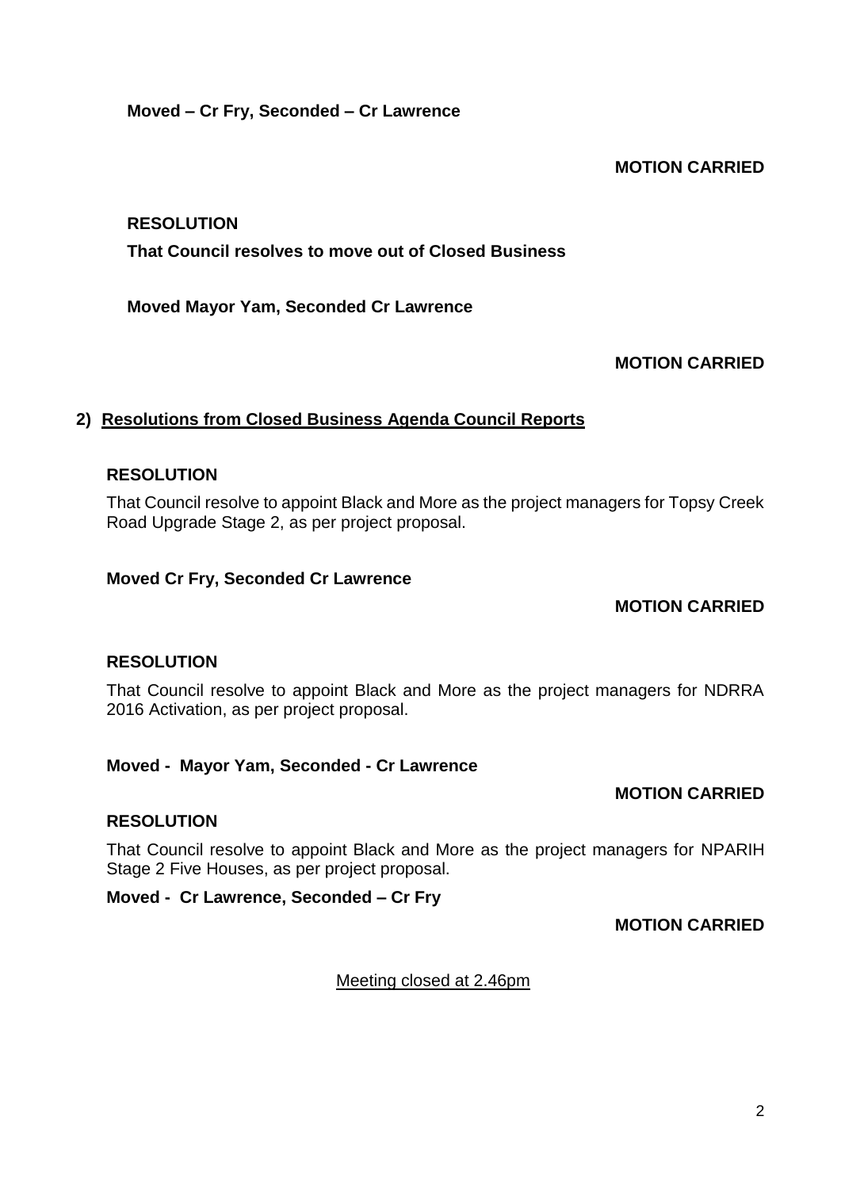**Moved – Cr Fry, Seconded – Cr Lawrence**

**MOTION CARRIED**

**RESOLUTION**

**That Council resolves to move out of Closed Business**

**Moved Mayor Yam, Seconded Cr Lawrence**

**MOTION CARRIED**

## 2) Resolutions from Closed Business Agenda Council Reports

**RESOLUTION**

That Council resolve to appoint Black and More as the project managers for Topsy Creek Road Upgrade Stage 2, as per project proposal.

**Moved Cr Fry, Seconded Cr Lawrence**

**MOTION CARRIED**

**RESOLUTION**

That Council resolve to appoint Black and More as the project managers for NDRRA 2016 Activation, as per project proposal.

**Moved - Mayor Yam, Seconded - Cr Lawrence**

**MOTION CARRIED**

**RESOLUTION**

That Council resolve to appoint Black and More as the project managers for NPARIH Stage 2 Five Houses, as per project proposal.

**Moved - Cr Lawrence, Seconded – Cr Fry**

**MOTION CARRIED**

Meeting closed at 2.46pm